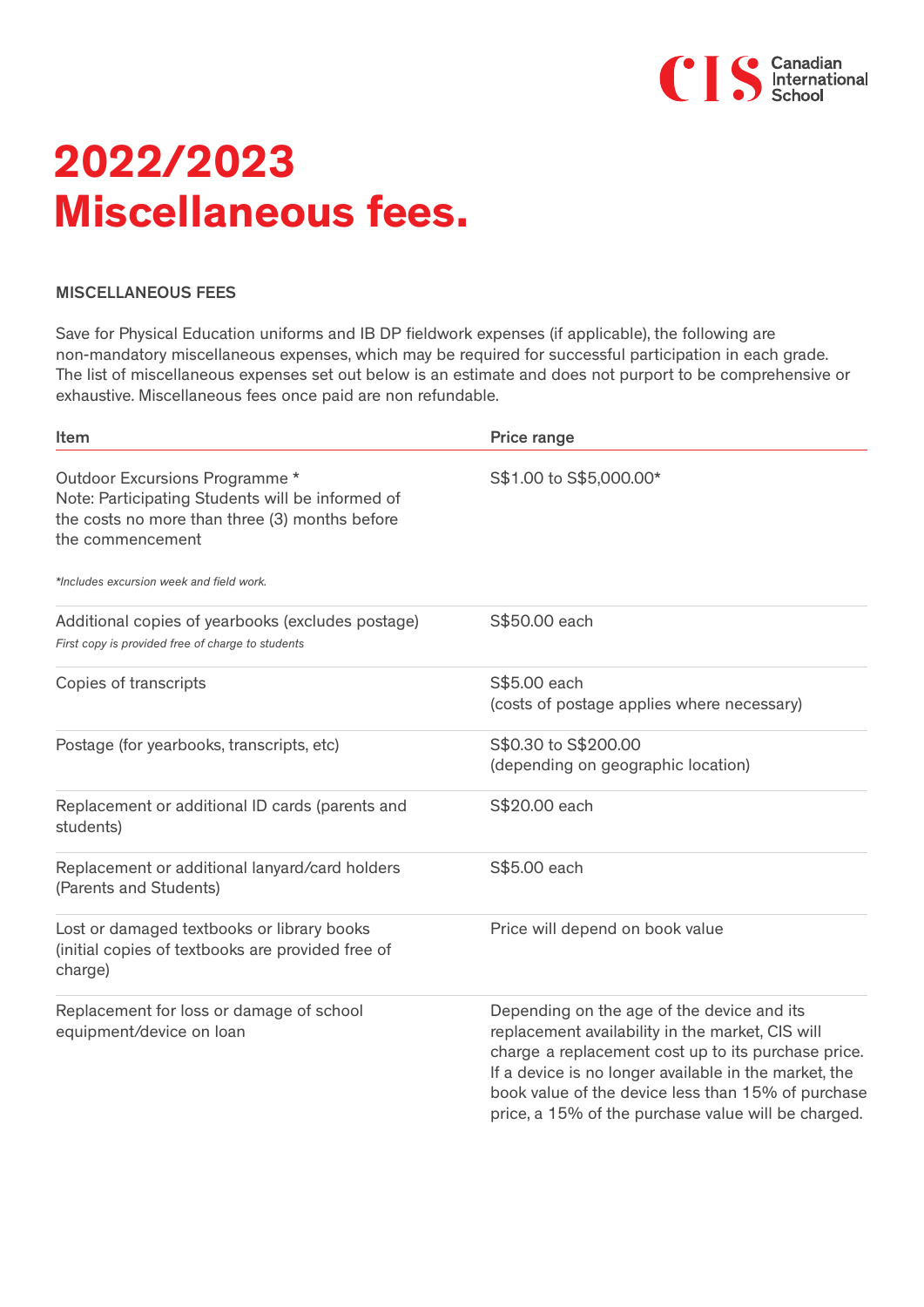# 2022/2023 Miscellaneous fees.

## MISCELLANEOUS FEES

Save for Physical Education uniforms and IB DP fieldwork expenses (if applicable), the following are non-mandatory miscellaneous expenses, which may be required for successful participation in each grade. The list of miscellaneous expenses set out below is an estimate and does not purport to be comprehensive or exhaustive. Miscellaneous fees once paid are non refundable.

| Item | Price range |
| --- | --- |
| Outdoor Excursions Programme *<br>Note: Participating Students will be informed of the costs no more than three (3) months before the commencement<br><br>*\*Includes excursion week and field work.* | S$1.00 to S$5,000.00* |
| Additional copies of yearbooks (excludes postage)<br>*First copy is provided free of charge to students* | S$50.00 each |
| Copies of transcripts | S$5.00 each<br>(costs of postage applies where necessary) |
| Postage (for yearbooks, transcripts, etc) | S$0.30 to S$200.00<br>(depending on geographic location) |
| Replacement or additional ID cards (parents and students) | S$20.00 each |
| Replacement or additional lanyard/card holders (Parents and Students) | S$5.00 each |
| Lost or damaged textbooks or library books (initial copies of textbooks are provided free of charge) | Price will depend on book value |
| Replacement for loss or damage of school equipment/device on loan | Depending on the age of the device and its replacement availability in the market, CIS will charge a replacement cost up to its purchase price. If a device is no longer available in the market, the book value of the device less than 15% of purchase price, a 15% of the purchase value will be charged. |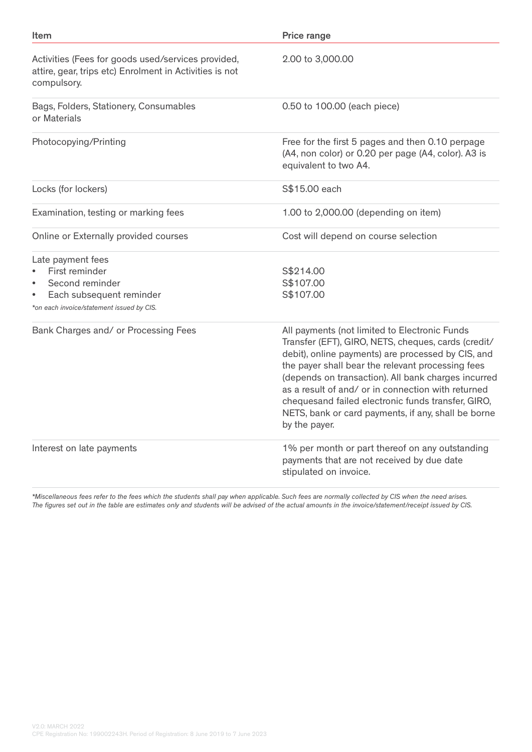| Item | Price range |
| --- | --- |
| Activities (Fees for goods used/services provided, attire, gear, trips etc) Enrolment in Activities is not compulsory. | 2.00 to 3,000.00 |
| Bags, Folders, Stationery, Consumables or Materials | 0.50 to 100.00 (each piece) |
| Photocopying/Printing | Free for the first 5 pages and then 0.10 perpage (A4, non color) or 0.20 per page (A4, color). A3 is equivalent to two A4. |
| Locks (for lockers) | S$15.00 each |
| Examination, testing or marking fees | 1.00 to 2,000.00 (depending on item) |
| Online or Externally provided courses | Cost will depend on course selection |
| Late payment fees<br>• First reminder<br>• Second reminder<br>• Each subsequent reminder<br>*on each invoice/statement issued by CIS.* | <br>S$214.00<br>S$107.00<br>S$107.00 |
| Bank Charges and/ or Processing Fees | All payments (not limited to Electronic Funds Transfer (EFT), GIRO, NETS, cheques, cards (credit/ debit), online payments) are processed by CIS, and the payer shall bear the relevant processing fees (depends on transaction). All bank charges incurred as a result of and/ or in connection with returned chequesand failed electronic funds transfer, GIRO, NETS, bank or card payments, if any, shall be borne by the payer. |
| Interest on late payments | 1% per month or part thereof on any outstanding payments that are not received by due date stipulated on invoice. |

*\*Miscellaneous fees refer to the fees which the students shall pay when applicable. Such fees are normally collected by CIS when the need arises. The figures set out in the table are estimates only and students will be advised of the actual amounts in the invoice/statement/receipt issued by CIS.*

V2.0: MARCH 2022
CPE Registration No: 199002243H. Period of Registration: 8 June 2019 to 7 June 2023